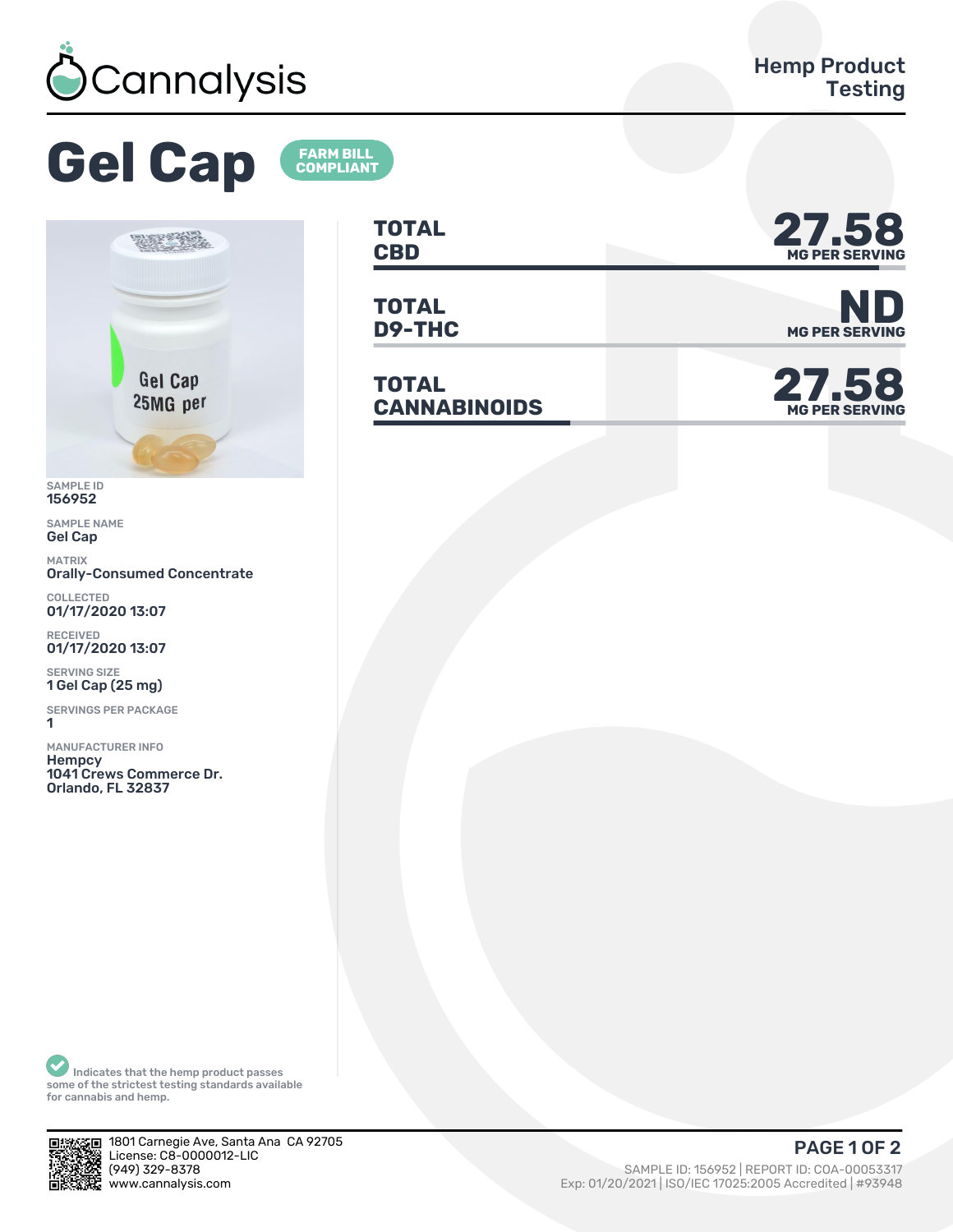Cannalysis

Hemp Product Testing

# Gel Cap

FARM BILL COMPLIANT

SAMPLE ID
156952

SAMPLE NAME
Gel Cap

MATRIX
Orally-Consumed Concentrate

COLLECTED
01/17/2020 13:07

RECEIVED
01/17/2020 13:07

SERVING SIZE
1 Gel Cap (25 mg)

SERVINGS PER PACKAGE
1

MANUFACTURER INFO
Hempcy
1041 Crews Commerce Dr.
Orlando, FL 32837

| | |
|---|---|
| **TOTAL CBD** | **27.58** MG PER SERVING |
| **TOTAL D9-THC** | **ND** MG PER SERVING |
| **TOTAL CANNABINOIDS** | **27.58** MG PER SERVING |

Indicates that the hemp product passes some of the strictest testing standards available for cannabis and hemp.

1801 Carnegie Ave, Santa Ana CA 92705
License: C8-0000012-LIC
(949) 329-8378
www.cannalysis.com

SAMPLE ID: 156952 | REPORT ID: COA-00053317
Exp: 01/20/2021 | ISO/IEC 17025:2005 Accredited | #93948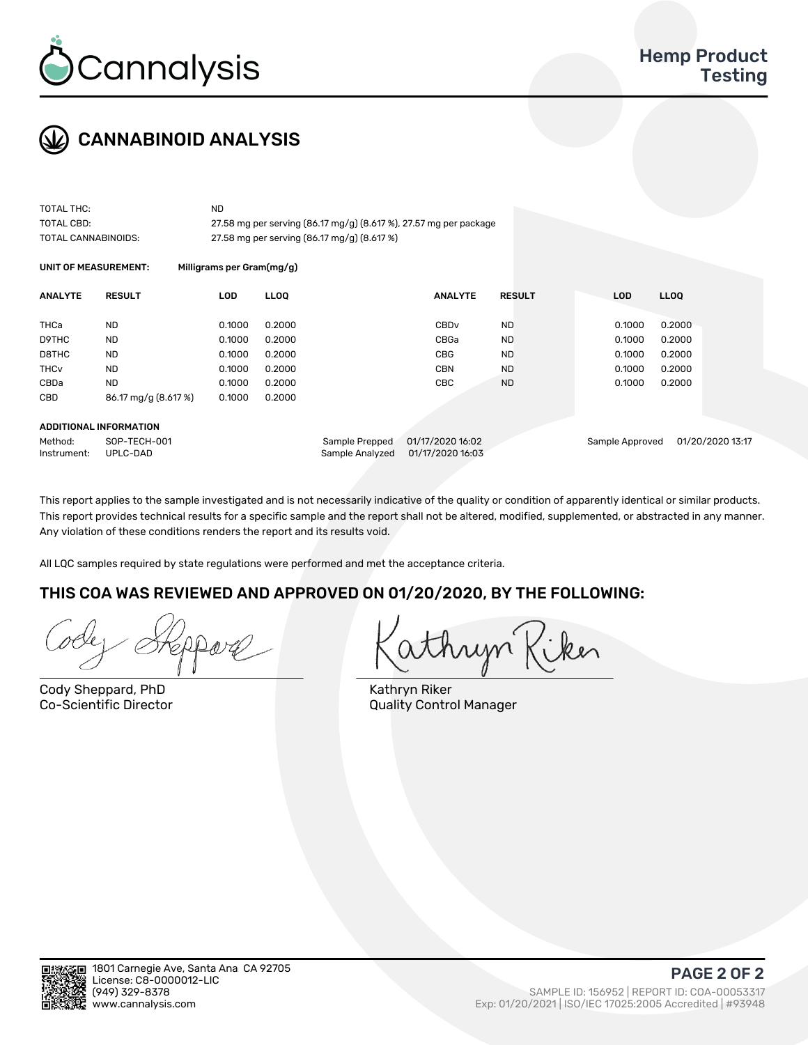Cannalysis

Hemp Product Testing

# CANNABINOID ANALYSIS

| | |
|---|---|
| TOTAL THC: | ND |
| TOTAL CBD: | 27.58 mg per serving (86.17 mg/g) (8.617 %), 27.57 mg per package |
| TOTAL CANNABINOIDS: | 27.58 mg per serving (86.17 mg/g) (8.617 %) |

UNIT OF MEASUREMENT: Milligrams per Gram(mg/g)

| ANALYTE | RESULT | LOD | LLOQ | ANALYTE | RESULT | LOD | LLOQ |
|---|---|---|---|---|---|---|---|
| THCa | ND | 0.1000 | 0.2000 | CBDv | ND | 0.1000 | 0.2000 |
| D9THC | ND | 0.1000 | 0.2000 | CBGa | ND | 0.1000 | 0.2000 |
| D8THC | ND | 0.1000 | 0.2000 | CBG | ND | 0.1000 | 0.2000 |
| THCv | ND | 0.1000 | 0.2000 | CBN | ND | 0.1000 | 0.2000 |
| CBDa | ND | 0.1000 | 0.2000 | CBC | ND | 0.1000 | 0.2000 |
| CBD | 86.17 mg/g (8.617 %) | 0.1000 | 0.2000 | | | | |

### ADDITIONAL INFORMATION

| | | | | | |
|---|---|---|---|---|---|
| Method: | SOP-TECH-001 | Sample Prepped | 01/17/2020 16:02 | Sample Approved | 01/20/2020 13:17 |
| Instrument: | UPLC-DAD | Sample Analyzed | 01/17/2020 16:03 | | |

This report applies to the sample investigated and is not necessarily indicative of the quality or condition of apparently identical or similar products. This report provides technical results for a specific sample and the report shall not be altered, modified, supplemented, or abstracted in any manner. Any violation of these conditions renders the report and its results void.

All LQC samples required by state regulations were performed and met the acceptance criteria.

## THIS COA WAS REVIEWED AND APPROVED ON 01/20/2020, BY THE FOLLOWING:

Cody Sheppard, PhD
Co-Scientific Director

Kathryn Riker
Quality Control Manager

1801 Carnegie Ave, Santa Ana CA 92705
License: C8-0000012-LIC
(949) 329-8378
www.cannalysis.com

SAMPLE ID: 156952 | REPORT ID: COA-00053317
Exp: 01/20/2021 | ISO/IEC 17025:2005 Accredited | #93948